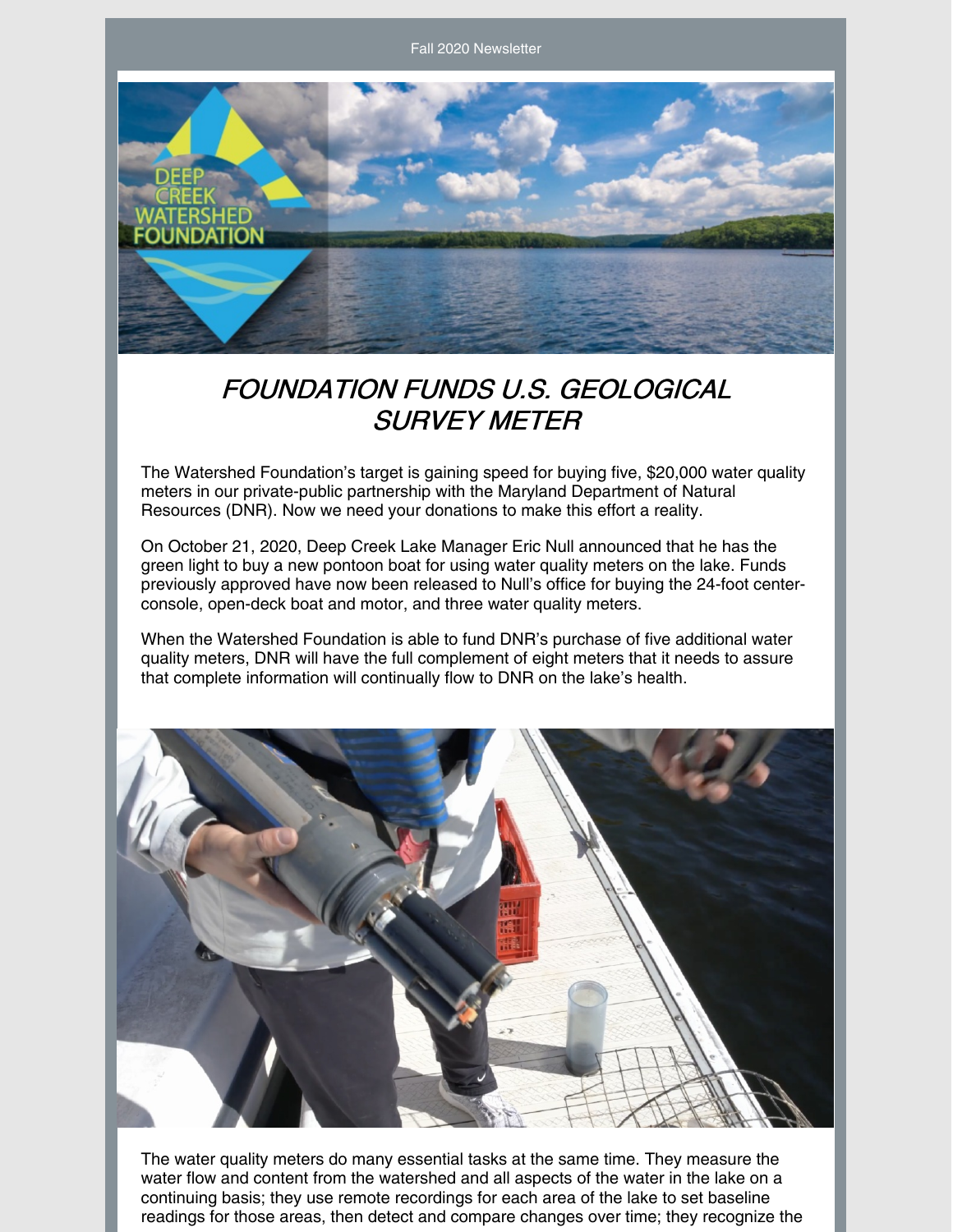Fall 2020 Newsletter

# *FOUNDATION FUNDS U.S. GEOLOGICAL SURVEY METER*

The Watershed Foundation's target is gaining speed for buying five, $20,000 water quality meters in our private-public partnership with the Maryland Department of Natural Resources (DNR). Now we need your donations to make this effort a reality.

On October 21, 2020, Deep Creek Lake Manager Eric Null announced that he has the green light to buy a new pontoon boat for using water quality meters on the lake. Funds previously approved have now been released to Null's office for buying the 24-foot center-console, open-deck boat and motor, and three water quality meters.

When the Watershed Foundation is able to fund DNR's purchase of five additional water quality meters, DNR will have the full complement of eight meters that it needs to assure that complete information will continually flow to DNR on the lake's health.

The water quality meters do many essential tasks at the same time. They measure the water flow and content from the watershed and all aspects of the water in the lake on a continuing basis; they use remote recordings for each area of the lake to set baseline readings for those areas, then detect and compare changes over time; they recognize the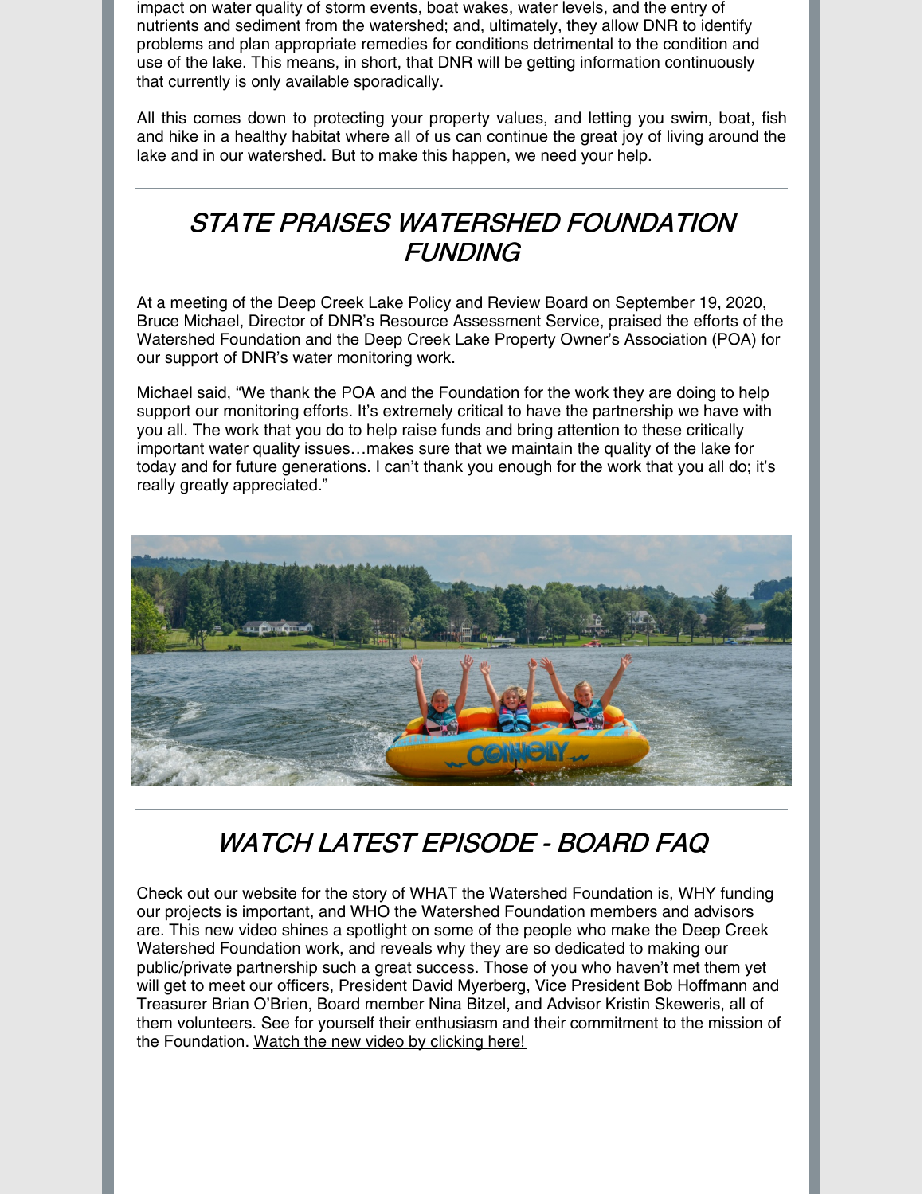impact on water quality of storm events, boat wakes, water levels, and the entry of nutrients and sediment from the watershed; and, ultimately, they allow DNR to identify problems and plan appropriate remedies for conditions detrimental to the condition and use of the lake. This means, in short, that DNR will be getting information continuously that currently is only available sporadically.

All this comes down to protecting your property values, and letting you swim, boat, fish and hike in a healthy habitat where all of us can continue the great joy of living around the lake and in our watershed. But to make this happen, we need your help.

## *STATE PRAISES WATERSHED FOUNDATION FUNDING*

At a meeting of the Deep Creek Lake Policy and Review Board on September 19, 2020, Bruce Michael, Director of DNR's Resource Assessment Service, praised the efforts of the Watershed Foundation and the Deep Creek Lake Property Owner's Association (POA) for our support of DNR's water monitoring work.

Michael said, "We thank the POA and the Foundation for the work they are doing to help support our monitoring efforts. It's extremely critical to have the partnership we have with you all. The work that you do to help raise funds and bring attention to these critically important water quality issues…makes sure that we maintain the quality of the lake for today and for future generations. I can't thank you enough for the work that you all do; it's really greatly appreciated."

## *WATCH LATEST EPISODE - BOARD FAQ*

Check out our website for the story of WHAT the Watershed Foundation is, WHY funding our projects is important, and WHO the Watershed Foundation members and advisors are. This new video shines a spotlight on some of the people who make the Deep Creek Watershed Foundation work, and reveals why they are so dedicated to making our public/private partnership such a great success. Those of you who haven't met them yet will get to meet our officers, President David Myerberg, Vice President Bob Hoffmann and Treasurer Brian O'Brien, Board member Nina Bitzel, and Advisor Kristin Skeweris, all of them volunteers. See for yourself their enthusiasm and their commitment to the mission of the Foundation. Watch the new video by clicking here!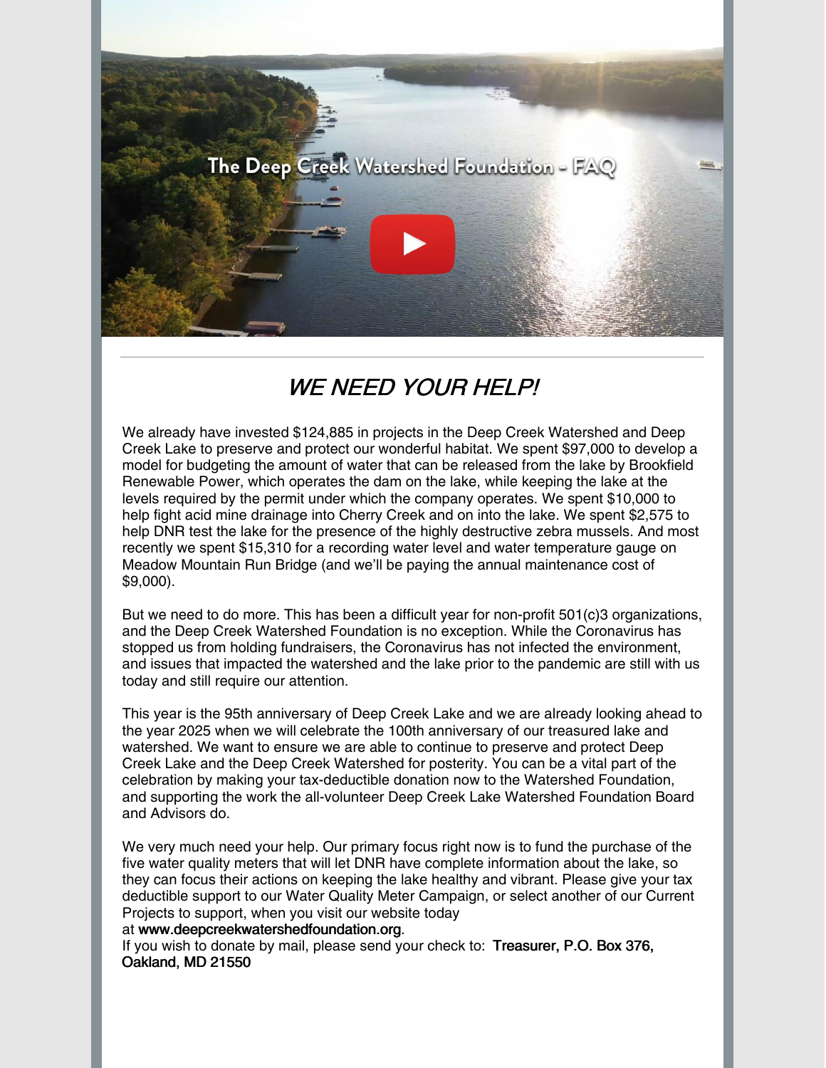The Deep Creek Watershed Foundation - FAQ

---

## *WE NEED YOUR HELP!*

We already have invested $124,885 in projects in the Deep Creek Watershed and Deep Creek Lake to preserve and protect our wonderful habitat. We spent $97,000 to develop a model for budgeting the amount of water that can be released from the lake by Brookfield Renewable Power, which operates the dam on the lake, while keeping the lake at the levels required by the permit under which the company operates. We spent $10,000 to help fight acid mine drainage into Cherry Creek and on into the lake. We spent $2,575 to help DNR test the lake for the presence of the highly destructive zebra mussels. And most recently we spent $15,310 for a recording water level and water temperature gauge on Meadow Mountain Run Bridge (and we'll be paying the annual maintenance cost of $9,000).

But we need to do more. This has been a difficult year for non-profit 501(c)3 organizations, and the Deep Creek Watershed Foundation is no exception. While the Coronavirus has stopped us from holding fundraisers, the Coronavirus has not infected the environment, and issues that impacted the watershed and the lake prior to the pandemic are still with us today and still require our attention.

This year is the 95th anniversary of Deep Creek Lake and we are already looking ahead to the year 2025 when we will celebrate the 100th anniversary of our treasured lake and watershed. We want to ensure we are able to continue to preserve and protect Deep Creek Lake and the Deep Creek Watershed for posterity. You can be a vital part of the celebration by making your tax-deductible donation now to the Watershed Foundation, and supporting the work the all-volunteer Deep Creek Lake Watershed Foundation Board and Advisors do.

We very much need your help. Our primary focus right now is to fund the purchase of the five water quality meters that will let DNR have complete information about the lake, so they can focus their actions on keeping the lake healthy and vibrant. Please give your tax deductible support to our Water Quality Meter Campaign, or select another of our Current Projects to support, when you visit our website today at www.deepcreekwatershedfoundation.org.
If you wish to donate by mail, please send your check to: Treasurer, P.O. Box 376, Oakland, MD 21550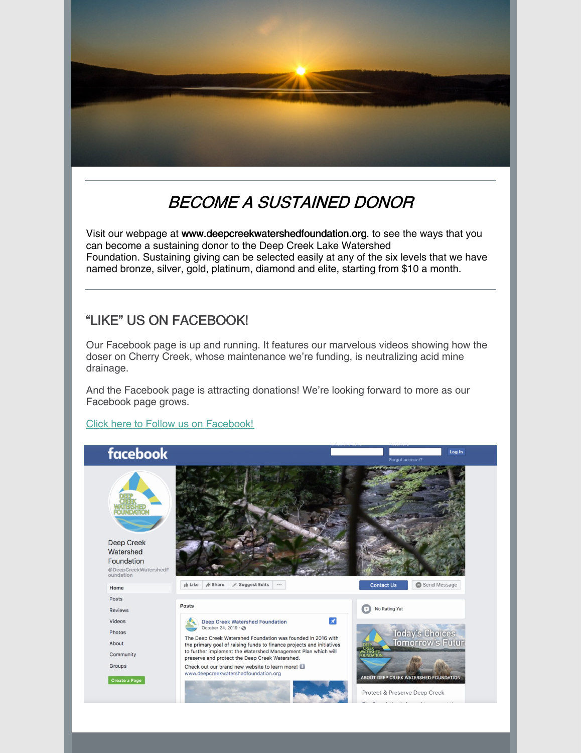## *BECOME A SUSTAINED DONOR*

Visit our webpage at **www.deepcreekwatershedfoundation.org**. to see the ways that you can become a sustaining donor to the Deep Creek Lake Watershed Foundation. Sustaining giving can be selected easily at any of the six levels that we have named bronze, silver, gold, platinum, diamond and elite, starting from $10 a month.

---

## "LIKE" US ON FACEBOOK!

Our Facebook page is up and running. It features our marvelous videos showing how the doser on Cherry Creek, whose maintenance we're funding, is neutralizing acid mine drainage.

And the Facebook page is attracting donations! We're looking forward to more as our Facebook page grows.

Click here to Follow us on Facebook!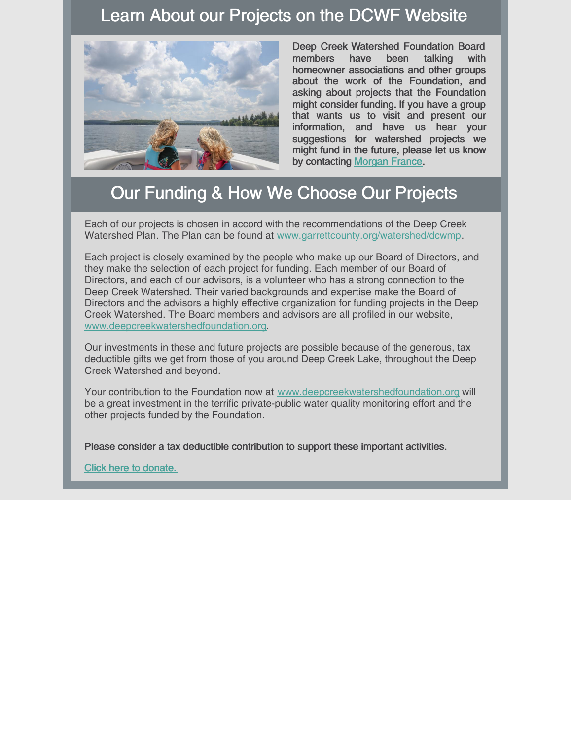## Learn About our Projects on the DCWF Website

Deep Creek Watershed Foundation Board members have been talking with homeowner associations and other groups about the work of the Foundation, and asking about projects that the Foundation might consider funding. If you have a group that wants us to visit and present our information, and have us hear your suggestions for watershed projects we might fund in the future, please let us know by contacting Morgan France.

## Our Funding & How We Choose Our Projects

Each of our projects is chosen in accord with the recommendations of the Deep Creek Watershed Plan. The Plan can be found at www.garrettcounty.org/watershed/dcwmp.

Each project is closely examined by the people who make up our Board of Directors, and they make the selection of each project for funding. Each member of our Board of Directors, and each of our advisors, is a volunteer who has a strong connection to the Deep Creek Watershed. Their varied backgrounds and expertise make the Board of Directors and the advisors a highly effective organization for funding projects in the Deep Creek Watershed. The Board members and advisors are all profiled in our website, www.deepcreekwatershedfoundation.org.

Our investments in these and future projects are possible because of the generous, tax deductible gifts we get from those of you around Deep Creek Lake, throughout the Deep Creek Watershed and beyond.

Your contribution to the Foundation now at www.deepcreekwatershedfoundation.org will be a great investment in the terrific private-public water quality monitoring effort and the other projects funded by the Foundation.

**Please consider a tax deductible contribution to support these important activities.**

Click here to donate.